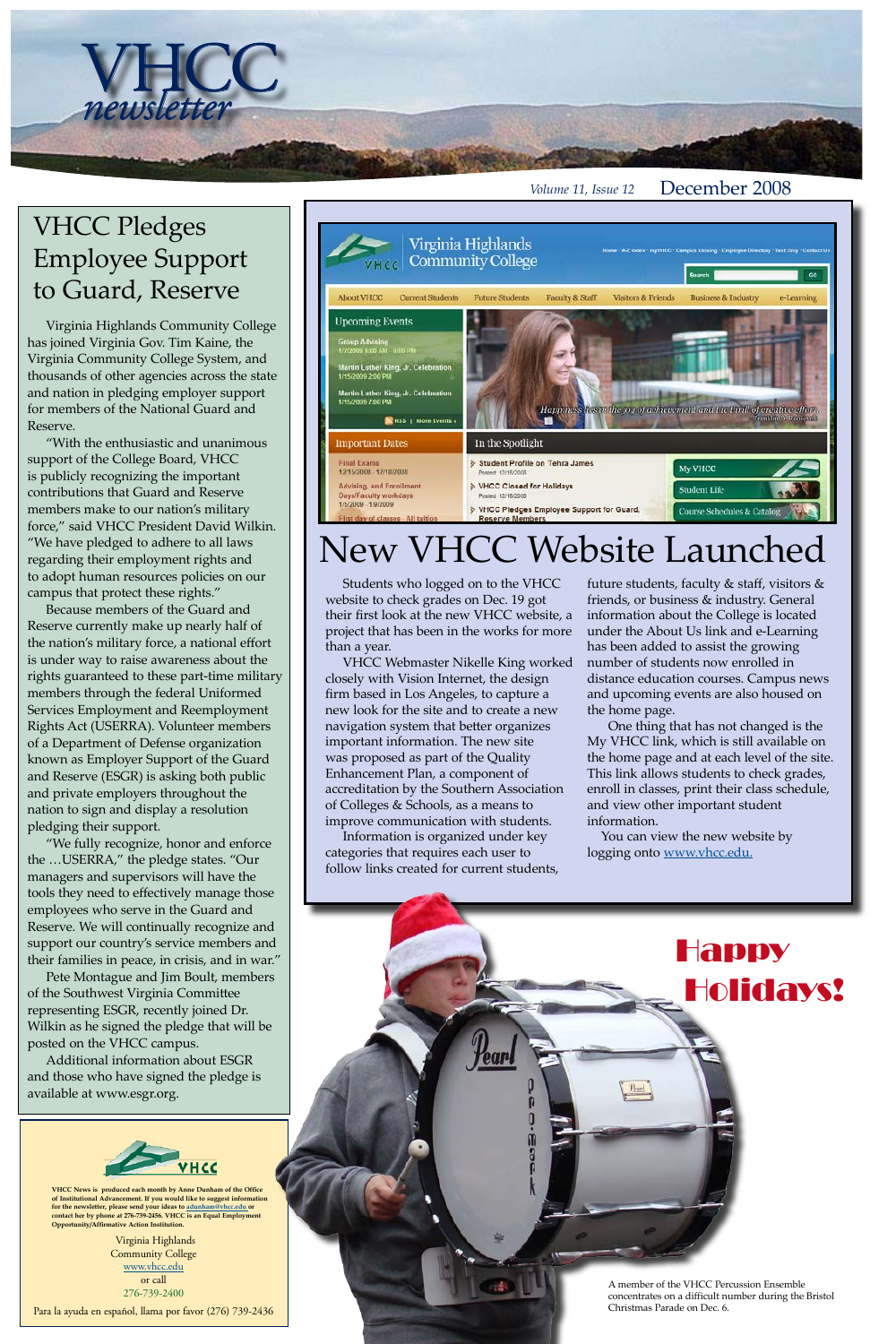# VHCC newsletter

*Volume 11, Issue 12* December 2008

## VHCC Pledges Employee Support to Guard, Reserve

Virginia Highlands Community College has joined Virginia Gov. Tim Kaine, the Virginia Community College System, and thousands of other agencies across the state and nation in pledging employer support for members of the National Guard and Reserve.

"With the enthusiastic and unanimous support of the College Board, VHCC is publicly recognizing the important contributions that Guard and Reserve members make to our nation's military force," said VHCC President David Wilkin. "We have pledged to adhere to all laws regarding their employment rights and to adopt human resources policies on our campus that protect these rights."

Because members of the Guard and Reserve currently make up nearly half of the nation's military force, a national effort is under way to raise awareness about the rights guaranteed to these part-time military members through the federal Uniformed Services Employment and Reemployment Rights Act (USERRA). Volunteer members of a Department of Defense organization known as Employer Support of the Guard and Reserve (ESGR) is asking both public and private employers throughout the nation to sign and display a resolution pledging their support.

"We fully recognize, honor and enforce the …USERRA," the pledge states. "Our managers and supervisors will have the tools they need to effectively manage those employees who serve in the Guard and Reserve. We will continually recognize and support our country's service members and their families in peace, in crisis, and in war."

Pete Montague and Jim Boult, members of the Southwest Virginia Committee representing ESGR, recently joined Dr. Wilkin as he signed the pledge that will be posted on the VHCC campus.

Additional information about ESGR and those who have signed the pledge is available at www.esgr.org.

## New VHCC Website Launched

Students who logged on to the VHCC website to check grades on Dec. 19 got their first look at the new VHCC website, a project that has been in the works for more than a year.

VHCC Webmaster Nikelle King worked closely with Vision Internet, the design firm based in Los Angeles, to capture a new look for the site and to create a new navigation system that better organizes important information. The new site was proposed as part of the Quality Enhancement Plan, a component of accreditation by the Southern Association of Colleges & Schools, as a means to improve communication with students.

Information is organized under key categories that requires each user to follow links created for current students, future students, faculty & staff, visitors & friends, or business & industry. General information about the College is located under the About Us link and e-Learning has been added to assist the growing number of students now enrolled in distance education courses. Campus news and upcoming events are also housed on the home page.

One thing that has not changed is the My VHCC link, which is still available on the home page and at each level of the site. This link allows students to check grades, enroll in classes, print their class schedule, and view other important student information.

You can view the new website by logging onto www.vhcc.edu.

## Happy Holidays!

A member of the VHCC Percussion Ensemble concentrates on a difficult number during the Bristol Christmas Parade on Dec. 6.

---

**VHCC News is produced each month by Anne Dunham of the Office of Institutional Advancement. If you would like to suggest information for the newsletter, please send your ideas to adunham@vhcc.edu or contact her by phone at 276-739-2456. VHCC is an Equal Employment Opportunity/Affirmative Action Institution.**

Virginia Highlands Community College
www.vhcc.edu
or call
276-739-2400

Para la ayuda en español, llama por favor (276) 739-2436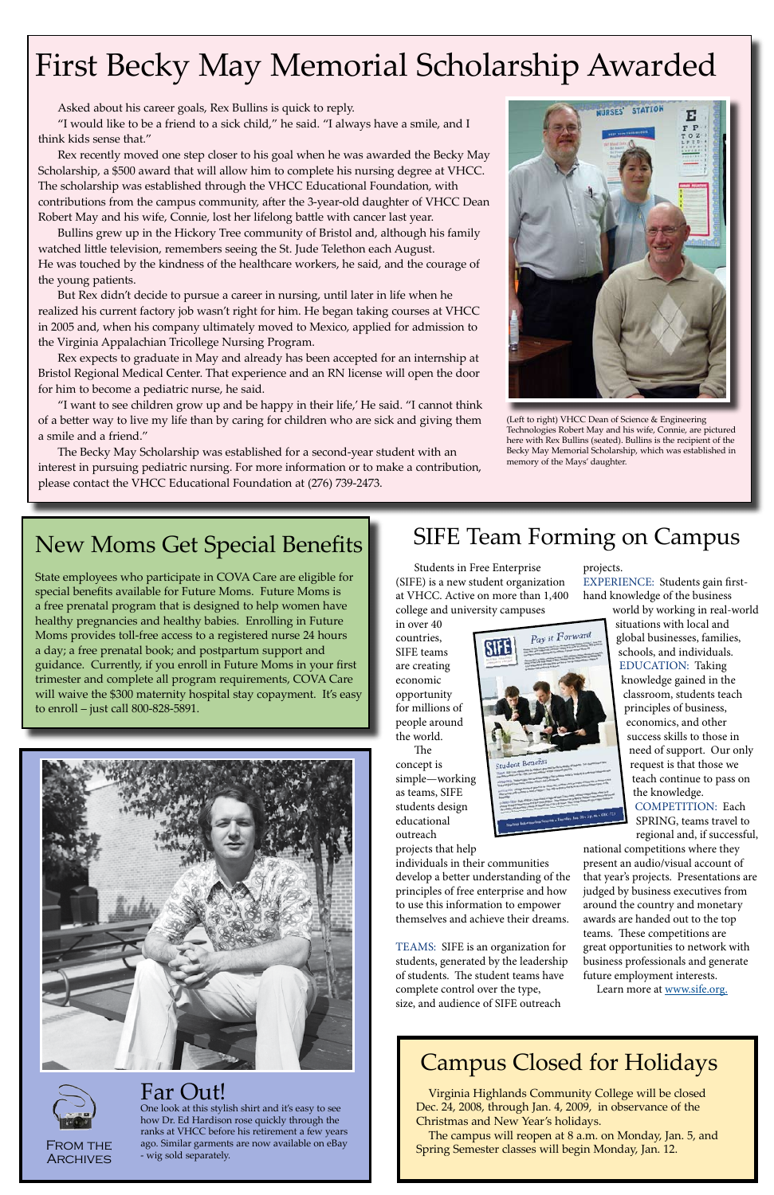# First Becky May Memorial Scholarship Awarded

Asked about his career goals, Rex Bullins is quick to reply.

"I would like to be a friend to a sick child," he said. "I always have a smile, and I think kids sense that."

Rex recently moved one step closer to his goal when he was awarded the Becky May Scholarship, a $500 award that will allow him to complete his nursing degree at VHCC. The scholarship was established through the VHCC Educational Foundation, with contributions from the campus community, after the 3-year-old daughter of VHCC Dean Robert May and his wife, Connie, lost her lifelong battle with cancer last year.

Bullins grew up in the Hickory Tree community of Bristol and, although his family watched little television, remembers seeing the St. Jude Telethon each August. He was touched by the kindness of the healthcare workers, he said, and the courage of the young patients.

But Rex didn't decide to pursue a career in nursing, until later in life when he realized his current factory job wasn't right for him. He began taking courses at VHCC in 2005 and, when his company ultimately moved to Mexico, applied for admission to the Virginia Appalachian Tricollege Nursing Program.

Rex expects to graduate in May and already has been accepted for an internship at Bristol Regional Medical Center. That experience and an RN license will open the door for him to become a pediatric nurse, he said.

"I want to see children grow up and be happy in their life,' He said. "I cannot think of a better way to live my life than by caring for children who are sick and giving them a smile and a friend."

The Becky May Scholarship was established for a second-year student with an interest in pursuing pediatric nursing. For more information or to make a contribution, please contact the VHCC Educational Foundation at (276) 739-2473.

(Left to right) VHCC Dean of Science & Engineering Technologies Robert May and his wife, Connie, are pictured here with Rex Bullins (seated). Bullins is the recipient of the Becky May Memorial Scholarship, which was established in memory of the Mays' daughter.

# New Moms Get Special Benefits

State employees who participate in COVA Care are eligible for special benefits available for Future Moms. Future Moms is a free prenatal program that is designed to help women have healthy pregnancies and healthy babies. Enrolling in Future Moms provides toll-free access to a registered nurse 24 hours a day; a free prenatal book; and postpartum support and guidance. Currently, if you enroll in Future Moms in your first trimester and complete all program requirements, COVA Care will waive the $300 maternity hospital stay copayment. It's easy to enroll – just call 800-828-5891.

# SIFE Team Forming on Campus

Students in Free Enterprise (SIFE) is a new student organization at VHCC. Active on more than 1,400 college and university campuses in over 40 countries, SIFE teams are creating economic opportunity for millions of people around the world.

The concept is simple—working as teams, SIFE students design educational outreach projects that help individuals in their communities develop a better understanding of the principles of free enterprise and how to use this information to empower themselves and achieve their dreams.

TEAMS: SIFE is an organization for students, generated by the leadership of students. The student teams have complete control over the type, size, and audience of SIFE outreach projects.

EXPERIENCE: Students gain first-hand knowledge of the business world by working in real-world situations with local and global businesses, families, schools, and individuals.

EDUCATION: Taking knowledge gained in the classroom, students teach principles of business, economics, and other success skills to those in need of support. Our only request is that those we teach continue to pass on the knowledge.

COMPETITION: Each SPRING, teams travel to regional and, if successful, national competitions where they present an audio/visual account of that year's projects. Presentations are judged by business executives from around the country and monetary awards are handed out to the top teams. These competitions are great opportunities to network with business professionals and generate future employment interests.

Learn more at www.sife.org.

# Far Out!

From the Archives

One look at this stylish shirt and it's easy to see how Dr. Ed Hardison rose quickly through the ranks at VHCC before his retirement a few years ago. Similar garments are now available on eBay - wig sold separately.

# Campus Closed for Holidays

Virginia Highlands Community College will be closed Dec. 24, 2008, through Jan. 4, 2009, in observance of the Christmas and New Year's holidays.

The campus will reopen at 8 a.m. on Monday, Jan. 5, and Spring Semester classes will begin Monday, Jan. 12.